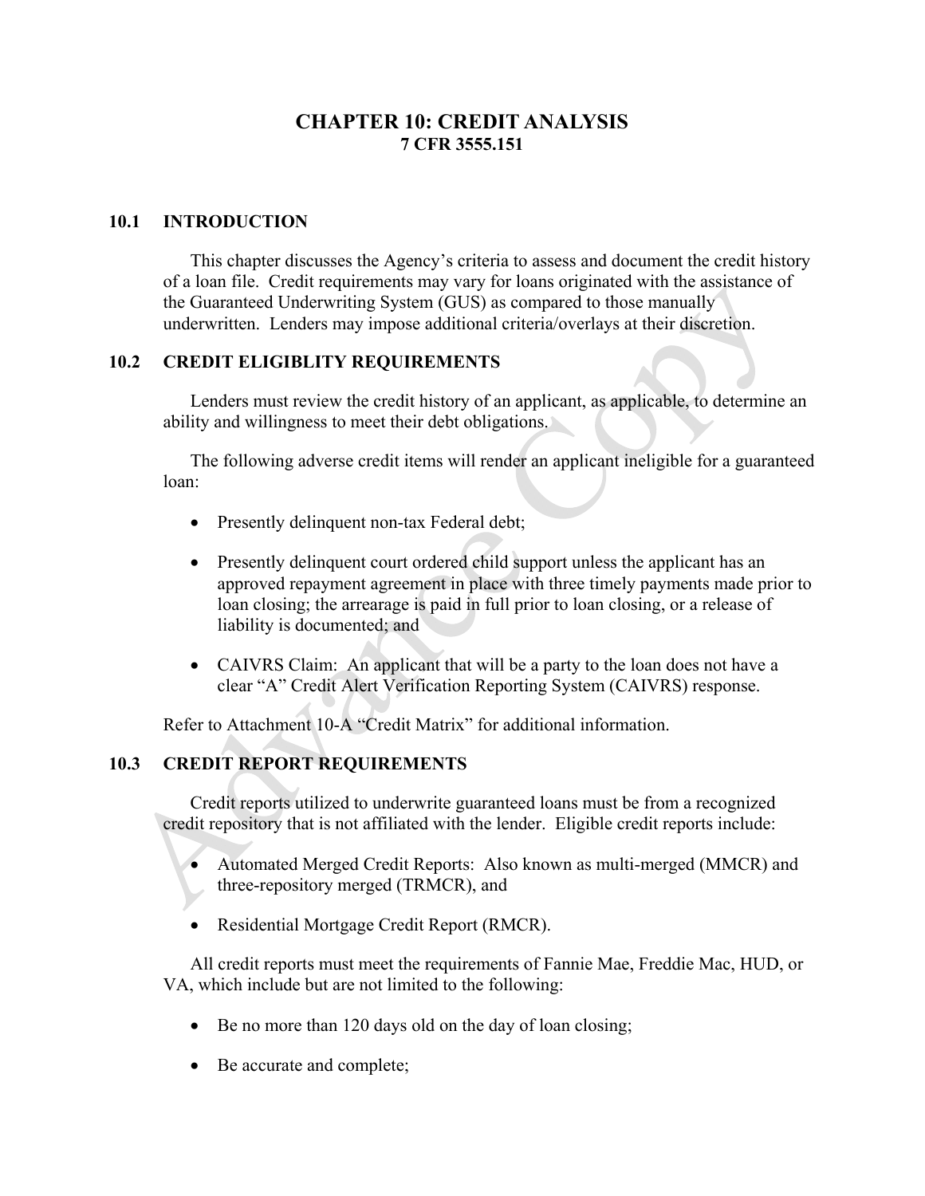# CHAPTER 10: CREDIT ANALYSIS
## 7 CFR 3555.151

### 10.1 INTRODUCTION

This chapter discusses the Agency's criteria to assess and document the credit history of a loan file. Credit requirements may vary for loans originated with the assistance of the Guaranteed Underwriting System (GUS) as compared to those manually underwritten. Lenders may impose additional criteria/overlays at their discretion.

### 10.2 CREDIT ELIGIBLITY REQUIREMENTS

Lenders must review the credit history of an applicant, as applicable, to determine an ability and willingness to meet their debt obligations.

The following adverse credit items will render an applicant ineligible for a guaranteed loan:

- Presently delinquent non-tax Federal debt;
- Presently delinquent court ordered child support unless the applicant has an approved repayment agreement in place with three timely payments made prior to loan closing; the arrearage is paid in full prior to loan closing, or a release of liability is documented; and
- CAIVRS Claim: An applicant that will be a party to the loan does not have a clear "A" Credit Alert Verification Reporting System (CAIVRS) response.

Refer to Attachment 10-A "Credit Matrix" for additional information.

### 10.3 CREDIT REPORT REQUIREMENTS

Credit reports utilized to underwrite guaranteed loans must be from a recognized credit repository that is not affiliated with the lender. Eligible credit reports include:

- Automated Merged Credit Reports: Also known as multi-merged (MMCR) and three-repository merged (TRMCR), and
- Residential Mortgage Credit Report (RMCR).

All credit reports must meet the requirements of Fannie Mae, Freddie Mac, HUD, or VA, which include but are not limited to the following:

- Be no more than 120 days old on the day of loan closing;
- Be accurate and complete;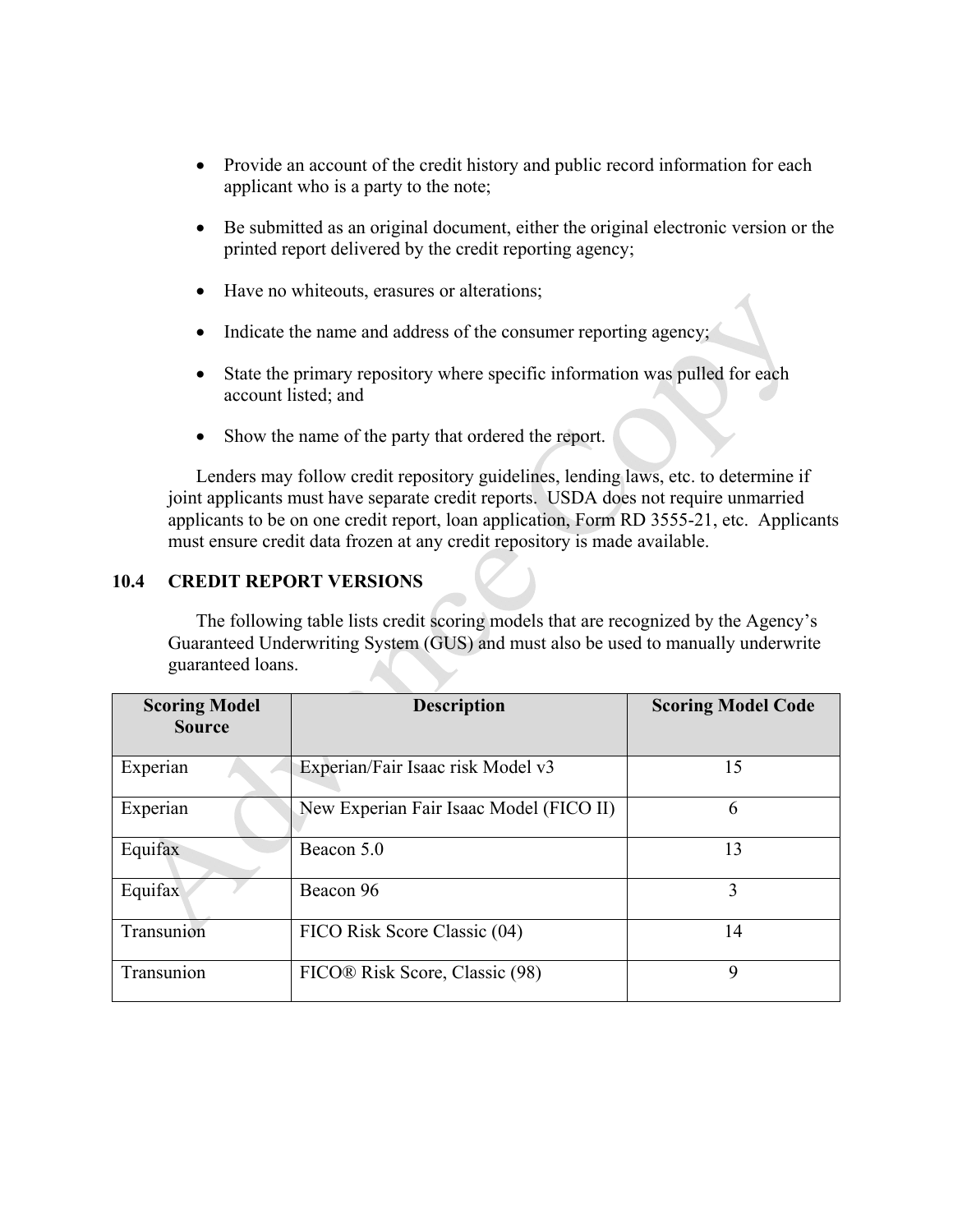- Provide an account of the credit history and public record information for each applicant who is a party to the note;

- Be submitted as an original document, either the original electronic version or the printed report delivered by the credit reporting agency;

- Have no whiteouts, erasures or alterations;

- Indicate the name and address of the consumer reporting agency;

- State the primary repository where specific information was pulled for each account listed; and

- Show the name of the party that ordered the report.

Lenders may follow credit repository guidelines, lending laws, etc. to determine if joint applicants must have separate credit reports. USDA does not require unmarried applicants to be on one credit report, loan application, Form RD 3555-21, etc. Applicants must ensure credit data frozen at any credit repository is made available.

## 10.4 CREDIT REPORT VERSIONS

The following table lists credit scoring models that are recognized by the Agency's Guaranteed Underwriting System (GUS) and must also be used to manually underwrite guaranteed loans.

| Scoring Model Source | Description | Scoring Model Code |
|---|---|---|
| Experian | Experian/Fair Isaac risk Model v3 | 15 |
| Experian | New Experian Fair Isaac Model (FICO II) | 6 |
| Equifax | Beacon 5.0 | 13 |
| Equifax | Beacon 96 | 3 |
| Transunion | FICO Risk Score Classic (04) | 14 |
| Transunion | FICO® Risk Score, Classic (98) | 9 |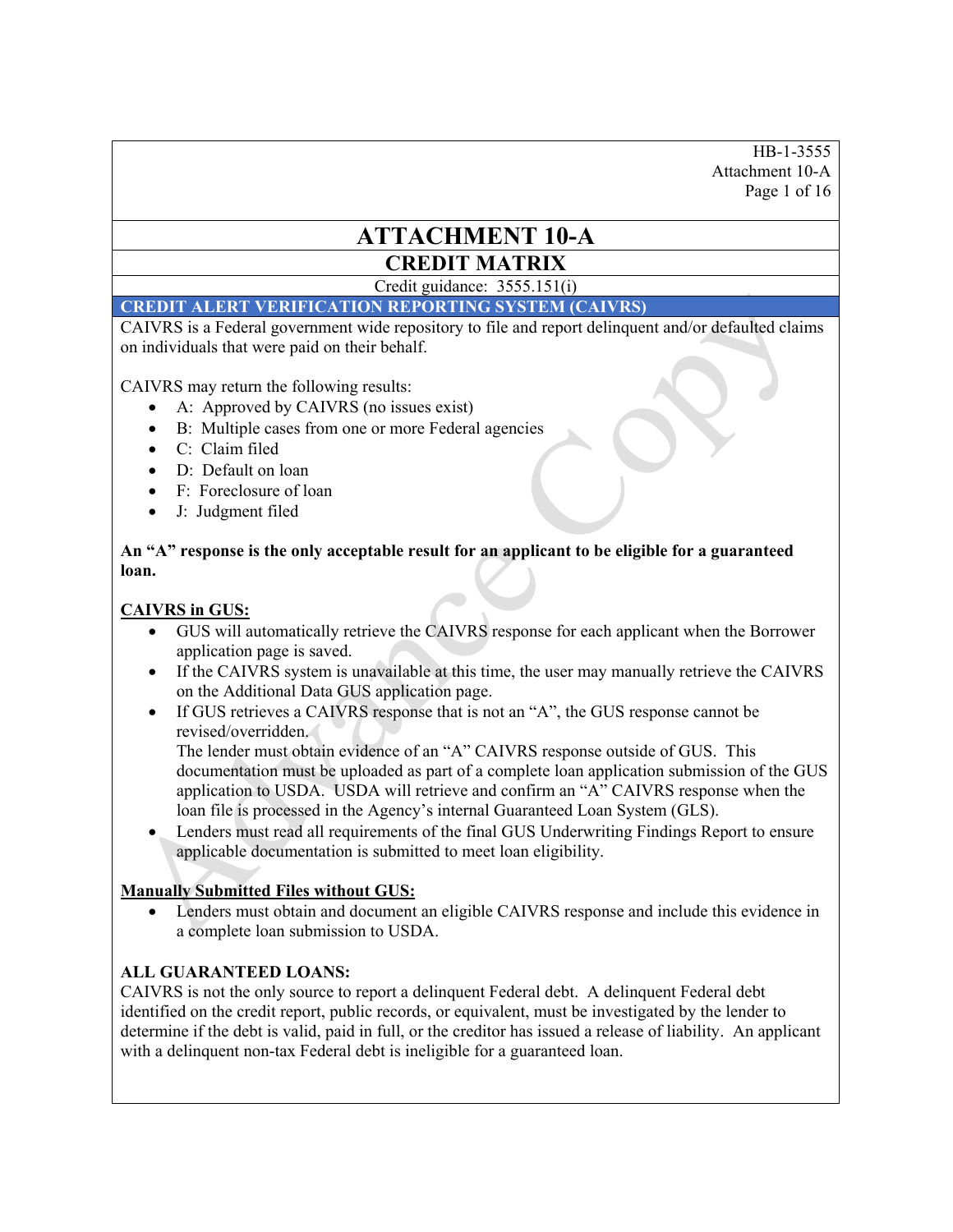# ATTACHMENT 10-A

## CREDIT MATRIX

Credit guidance: 3555.151(i)

### CREDIT ALERT VERIFICATION REPORTING SYSTEM (CAIVRS)

CAIVRS is a Federal government wide repository to file and report delinquent and/or defaulted claims on individuals that were paid on their behalf.

CAIVRS may return the following results:

- A: Approved by CAIVRS (no issues exist)
- B: Multiple cases from one or more Federal agencies
- C: Claim filed
- D: Default on loan
- F: Foreclosure of loan
- J: Judgment filed

**An "A" response is the only acceptable result for an applicant to be eligible for a guaranteed loan.**

**CAIVRS in GUS:**

- GUS will automatically retrieve the CAIVRS response for each applicant when the Borrower application page is saved.
- If the CAIVRS system is unavailable at this time, the user may manually retrieve the CAIVRS on the Additional Data GUS application page.
- If GUS retrieves a CAIVRS response that is not an "A", the GUS response cannot be revised/overridden.
  The lender must obtain evidence of an "A" CAIVRS response outside of GUS. This documentation must be uploaded as part of a complete loan application submission of the GUS application to USDA. USDA will retrieve and confirm an "A" CAIVRS response when the loan file is processed in the Agency's internal Guaranteed Loan System (GLS).
- Lenders must read all requirements of the final GUS Underwriting Findings Report to ensure applicable documentation is submitted to meet loan eligibility.

**Manually Submitted Files without GUS:**

- Lenders must obtain and document an eligible CAIVRS response and include this evidence in a complete loan submission to USDA.

**ALL GUARANTEED LOANS:**

CAIVRS is not the only source to report a delinquent Federal debt. A delinquent Federal debt identified on the credit report, public records, or equivalent, must be investigated by the lender to determine if the debt is valid, paid in full, or the creditor has issued a release of liability. An applicant with a delinquent non-tax Federal debt is ineligible for a guaranteed loan.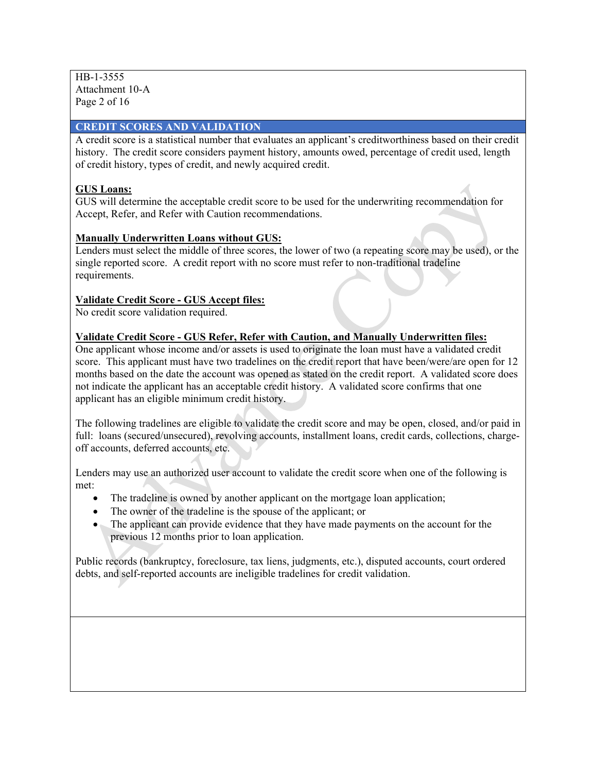## CREDIT SCORES AND VALIDATION

A credit score is a statistical number that evaluates an applicant's creditworthiness based on their credit history. The credit score considers payment history, amounts owed, percentage of credit used, length of credit history, types of credit, and newly acquired credit.

**GUS Loans:**

GUS will determine the acceptable credit score to be used for the underwriting recommendation for Accept, Refer, and Refer with Caution recommendations.

**Manually Underwritten Loans without GUS:**

Lenders must select the middle of three scores, the lower of two (a repeating score may be used), or the single reported score. A credit report with no score must refer to non-traditional tradeline requirements.

**Validate Credit Score - GUS Accept files:**

No credit score validation required.

**Validate Credit Score - GUS Refer, Refer with Caution, and Manually Underwritten files:**

One applicant whose income and/or assets is used to originate the loan must have a validated credit score. This applicant must have two tradelines on the credit report that have been/were/are open for 12 months based on the date the account was opened as stated on the credit report. A validated score does not indicate the applicant has an acceptable credit history. A validated score confirms that one applicant has an eligible minimum credit history.

The following tradelines are eligible to validate the credit score and may be open, closed, and/or paid in full: loans (secured/unsecured), revolving accounts, installment loans, credit cards, collections, charge-off accounts, deferred accounts, etc.

Lenders may use an authorized user account to validate the credit score when one of the following is met:

- The tradeline is owned by another applicant on the mortgage loan application;
- The owner of the tradeline is the spouse of the applicant; or
- The applicant can provide evidence that they have made payments on the account for the previous 12 months prior to loan application.

Public records (bankruptcy, foreclosure, tax liens, judgments, etc.), disputed accounts, court ordered debts, and self-reported accounts are ineligible tradelines for credit validation.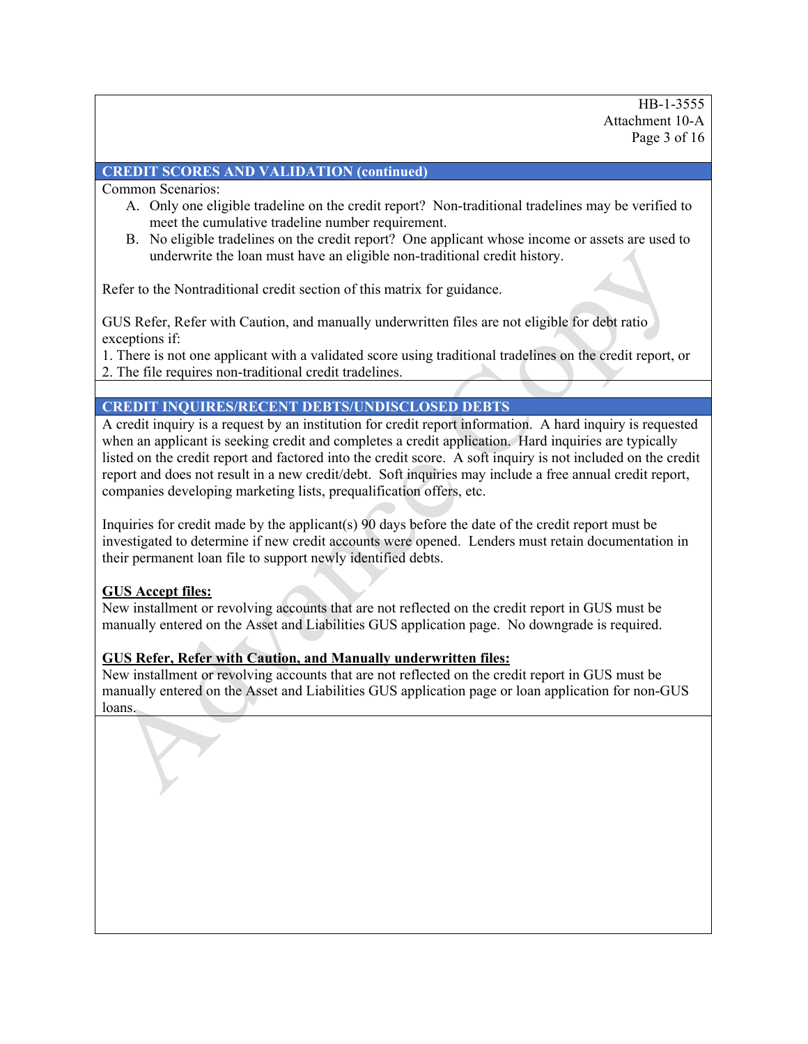## CREDIT SCORES AND VALIDATION (continued)

Common Scenarios:

A. Only one eligible tradeline on the credit report? Non-traditional tradelines may be verified to meet the cumulative tradeline number requirement.
B. No eligible tradelines on the credit report? One applicant whose income or assets are used to underwrite the loan must have an eligible non-traditional credit history.

Refer to the Nontraditional credit section of this matrix for guidance.

GUS Refer, Refer with Caution, and manually underwritten files are not eligible for debt ratio exceptions if:

1. There is not one applicant with a validated score using traditional tradelines on the credit report, or
2. The file requires non-traditional credit tradelines.

## CREDIT INQUIRES/RECENT DEBTS/UNDISCLOSED DEBTS

A credit inquiry is a request by an institution for credit report information. A hard inquiry is requested when an applicant is seeking credit and completes a credit application. Hard inquiries are typically listed on the credit report and factored into the credit score. A soft inquiry is not included on the credit report and does not result in a new credit/debt. Soft inquiries may include a free annual credit report, companies developing marketing lists, prequalification offers, etc.

Inquiries for credit made by the applicant(s) 90 days before the date of the credit report must be investigated to determine if new credit accounts were opened. Lenders must retain documentation in their permanent loan file to support newly identified debts.

**GUS Accept files:**

New installment or revolving accounts that are not reflected on the credit report in GUS must be manually entered on the Asset and Liabilities GUS application page. No downgrade is required.

**GUS Refer, Refer with Caution, and Manually underwritten files:**

New installment or revolving accounts that are not reflected on the credit report in GUS must be manually entered on the Asset and Liabilities GUS application page or loan application for non-GUS loans.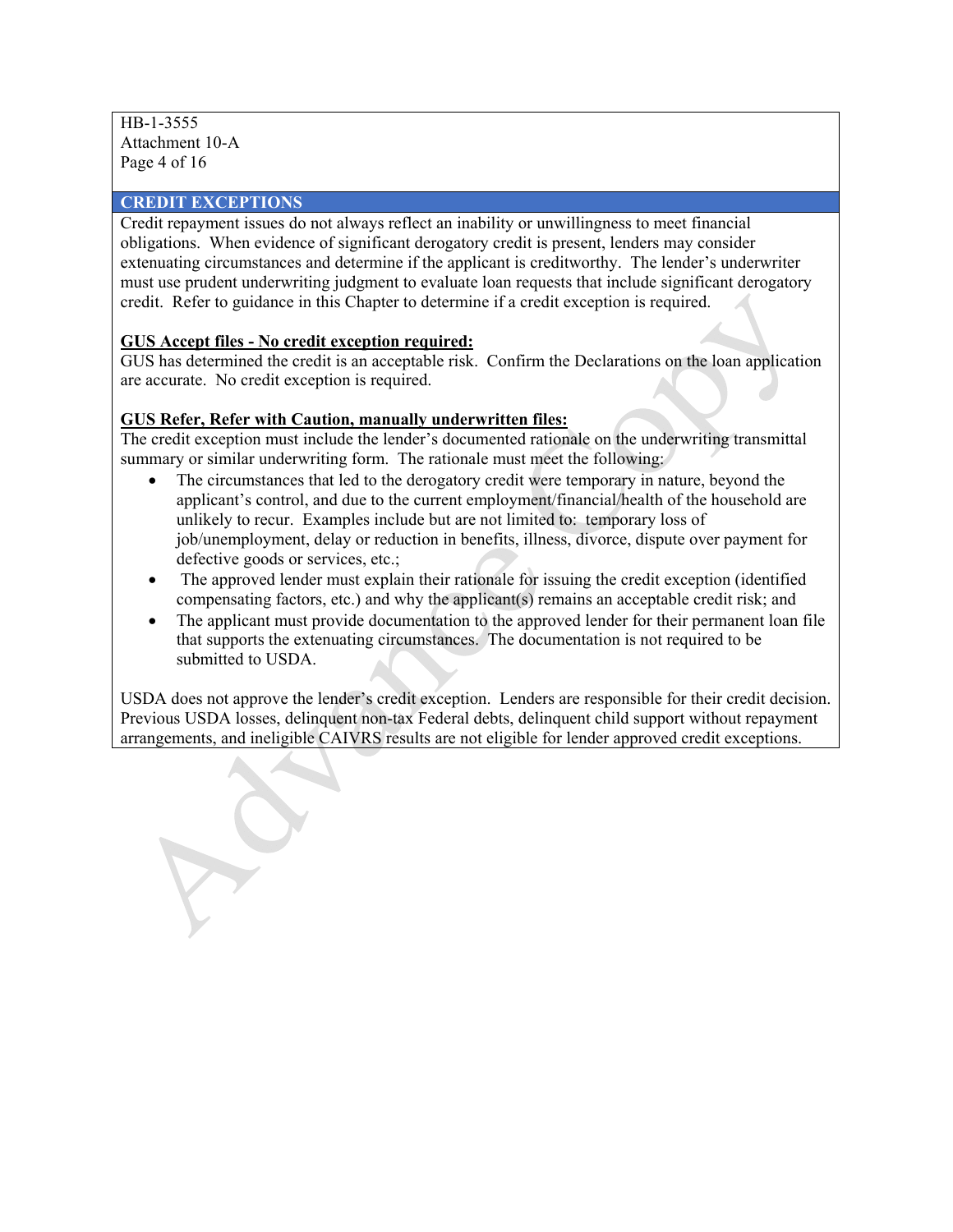## CREDIT EXCEPTIONS

Credit repayment issues do not always reflect an inability or unwillingness to meet financial obligations. When evidence of significant derogatory credit is present, lenders may consider extenuating circumstances and determine if the applicant is creditworthy. The lender's underwriter must use prudent underwriting judgment to evaluate loan requests that include significant derogatory credit. Refer to guidance in this Chapter to determine if a credit exception is required.

**GUS Accept files - No credit exception required:**

GUS has determined the credit is an acceptable risk. Confirm the Declarations on the loan application are accurate. No credit exception is required.

**GUS Refer, Refer with Caution, manually underwritten files:**

The credit exception must include the lender's documented rationale on the underwriting transmittal summary or similar underwriting form. The rationale must meet the following:

- The circumstances that led to the derogatory credit were temporary in nature, beyond the applicant's control, and due to the current employment/financial/health of the household are unlikely to recur. Examples include but are not limited to: temporary loss of job/unemployment, delay or reduction in benefits, illness, divorce, dispute over payment for defective goods or services, etc.;
- The approved lender must explain their rationale for issuing the credit exception (identified compensating factors, etc.) and why the applicant(s) remains an acceptable credit risk; and
- The applicant must provide documentation to the approved lender for their permanent loan file that supports the extenuating circumstances. The documentation is not required to be submitted to USDA.

USDA does not approve the lender's credit exception. Lenders are responsible for their credit decision. Previous USDA losses, delinquent non-tax Federal debts, delinquent child support without repayment arrangements, and ineligible CAIVRS results are not eligible for lender approved credit exceptions.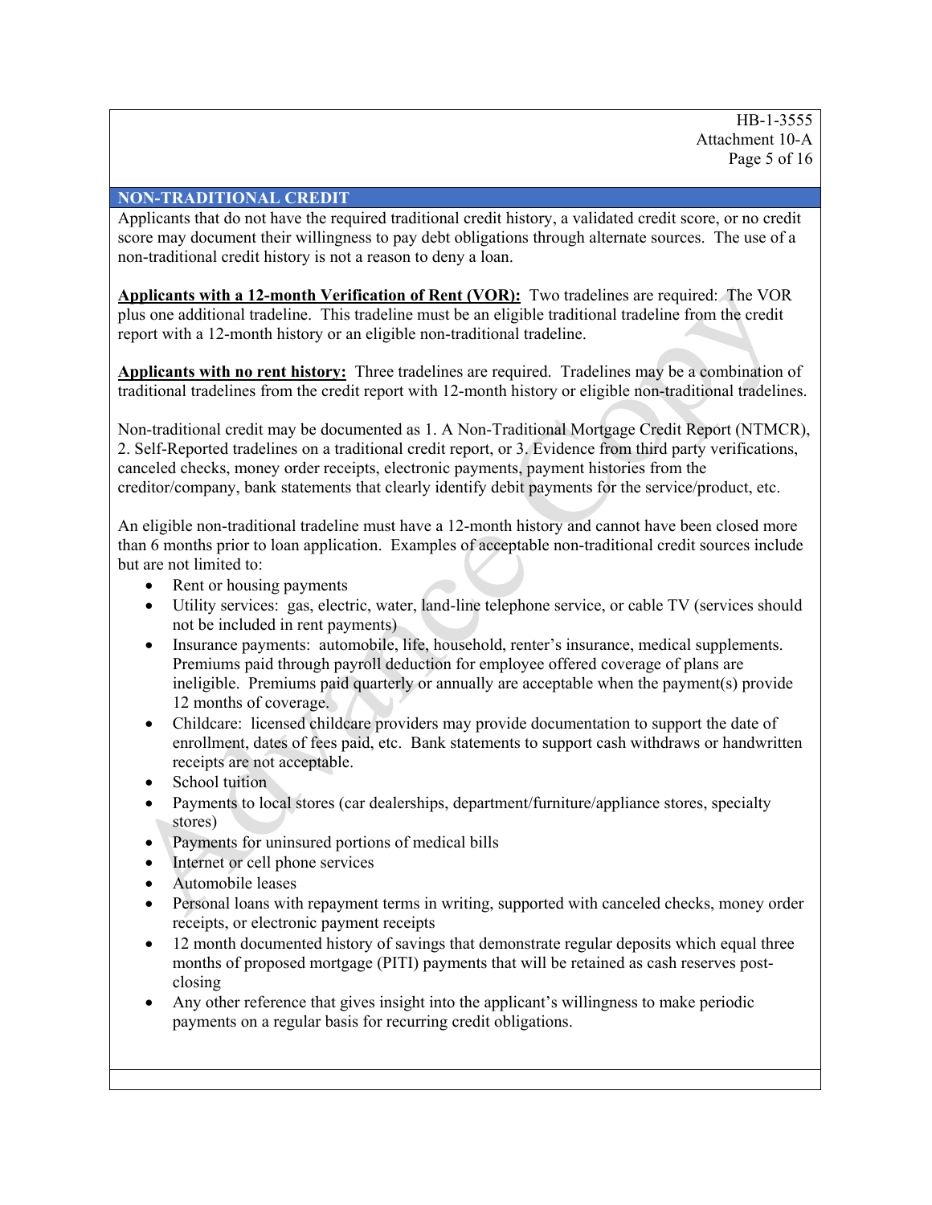## NON-TRADITIONAL CREDIT

Applicants that do not have the required traditional credit history, a validated credit score, or no credit score may document their willingness to pay debt obligations through alternate sources. The use of a non-traditional credit history is not a reason to deny a loan.

**Applicants with a 12-month Verification of Rent (VOR):** Two tradelines are required: The VOR plus one additional tradeline. This tradeline must be an eligible traditional tradeline from the credit report with a 12-month history or an eligible non-traditional tradeline.

**Applicants with no rent history:** Three tradelines are required. Tradelines may be a combination of traditional tradelines from the credit report with 12-month history or eligible non-traditional tradelines.

Non-traditional credit may be documented as 1. A Non-Traditional Mortgage Credit Report (NTMCR), 2. Self-Reported tradelines on a traditional credit report, or 3. Evidence from third party verifications, canceled checks, money order receipts, electronic payments, payment histories from the creditor/company, bank statements that clearly identify debit payments for the service/product, etc.

An eligible non-traditional tradeline must have a 12-month history and cannot have been closed more than 6 months prior to loan application. Examples of acceptable non-traditional credit sources include but are not limited to:

- Rent or housing payments
- Utility services: gas, electric, water, land-line telephone service, or cable TV (services should not be included in rent payments)
- Insurance payments: automobile, life, household, renter's insurance, medical supplements. Premiums paid through payroll deduction for employee offered coverage of plans are ineligible. Premiums paid quarterly or annually are acceptable when the payment(s) provide 12 months of coverage.
- Childcare: licensed childcare providers may provide documentation to support the date of enrollment, dates of fees paid, etc. Bank statements to support cash withdraws or handwritten receipts are not acceptable.
- School tuition
- Payments to local stores (car dealerships, department/furniture/appliance stores, specialty stores)
- Payments for uninsured portions of medical bills
- Internet or cell phone services
- Automobile leases
- Personal loans with repayment terms in writing, supported with canceled checks, money order receipts, or electronic payment receipts
- 12 month documented history of savings that demonstrate regular deposits which equal three months of proposed mortgage (PITI) payments that will be retained as cash reserves post-closing
- Any other reference that gives insight into the applicant's willingness to make periodic payments on a regular basis for recurring credit obligations.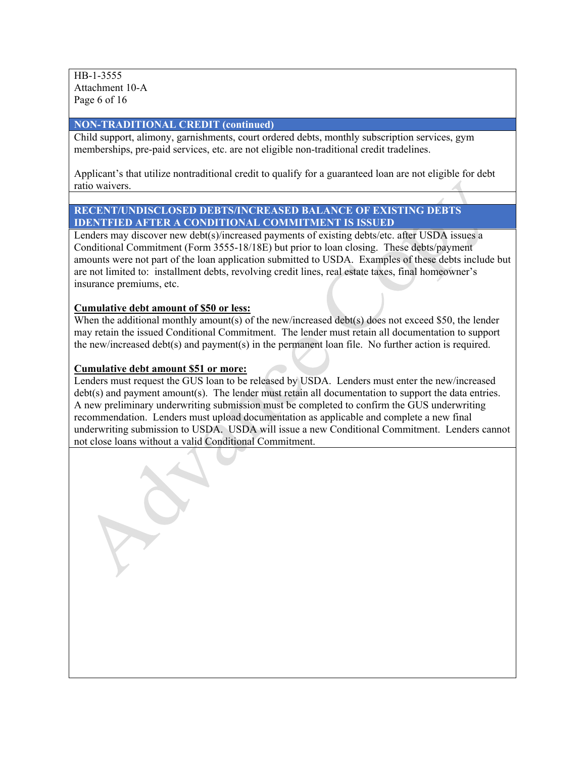## NON-TRADITIONAL CREDIT (continued)

Child support, alimony, garnishments, court ordered debts, monthly subscription services, gym memberships, pre-paid services, etc. are not eligible non-traditional credit tradelines.

Applicant's that utilize nontraditional credit to qualify for a guaranteed loan are not eligible for debt ratio waivers.

## RECENT/UNDISCLOSED DEBTS/INCREASED BALANCE OF EXISTING DEBTS IDENTFIED AFTER A CONDITIONAL COMMITMENT IS ISSUED

Lenders may discover new debt(s)/increased payments of existing debts/etc. after USDA issues a Conditional Commitment (Form 3555-18/18E) but prior to loan closing. These debts/payment amounts were not part of the loan application submitted to USDA. Examples of these debts include but are not limited to: installment debts, revolving credit lines, real estate taxes, final homeowner's insurance premiums, etc.

**Cumulative debt amount of $50 or less:**

When the additional monthly amount(s) of the new/increased debt(s) does not exceed $50, the lender may retain the issued Conditional Commitment. The lender must retain all documentation to support the new/increased debt(s) and payment(s) in the permanent loan file. No further action is required.

**Cumulative debt amount $51 or more:**

Lenders must request the GUS loan to be released by USDA. Lenders must enter the new/increased debt(s) and payment amount(s). The lender must retain all documentation to support the data entries. A new preliminary underwriting submission must be completed to confirm the GUS underwriting recommendation. Lenders must upload documentation as applicable and complete a new final underwriting submission to USDA. USDA will issue a new Conditional Commitment. Lenders cannot not close loans without a valid Conditional Commitment.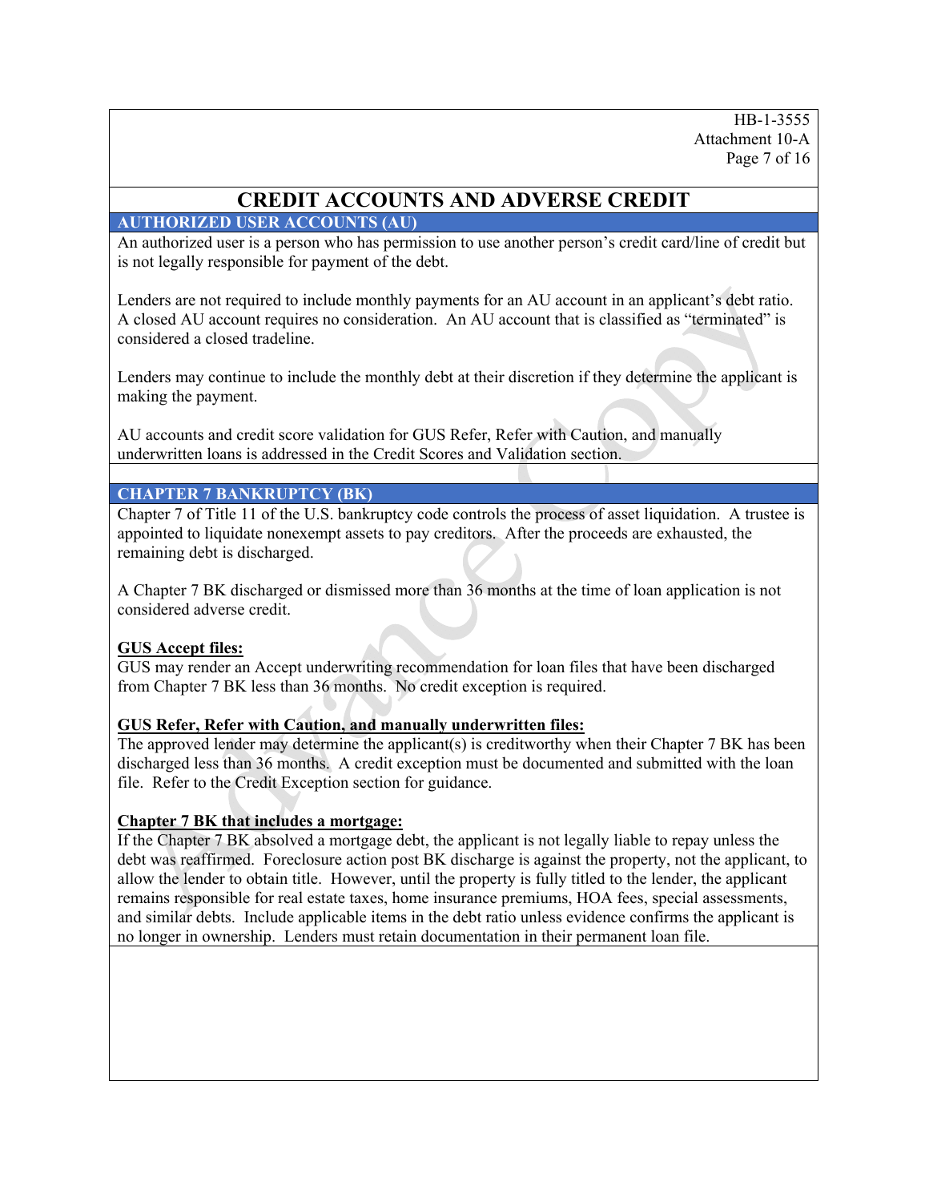# CREDIT ACCOUNTS AND ADVERSE CREDIT

## AUTHORIZED USER ACCOUNTS (AU)

An authorized user is a person who has permission to use another person's credit card/line of credit but is not legally responsible for payment of the debt.

Lenders are not required to include monthly payments for an AU account in an applicant's debt ratio. A closed AU account requires no consideration. An AU account that is classified as "terminated" is considered a closed tradeline.

Lenders may continue to include the monthly debt at their discretion if they determine the applicant is making the payment.

AU accounts and credit score validation for GUS Refer, Refer with Caution, and manually underwritten loans is addressed in the Credit Scores and Validation section.

## CHAPTER 7 BANKRUPTCY (BK)

Chapter 7 of Title 11 of the U.S. bankruptcy code controls the process of asset liquidation. A trustee is appointed to liquidate nonexempt assets to pay creditors. After the proceeds are exhausted, the remaining debt is discharged.

A Chapter 7 BK discharged or dismissed more than 36 months at the time of loan application is not considered adverse credit.

**GUS Accept files:**

GUS may render an Accept underwriting recommendation for loan files that have been discharged from Chapter 7 BK less than 36 months. No credit exception is required.

**GUS Refer, Refer with Caution, and manually underwritten files:**

The approved lender may determine the applicant(s) is creditworthy when their Chapter 7 BK has been discharged less than 36 months. A credit exception must be documented and submitted with the loan file. Refer to the Credit Exception section for guidance.

**Chapter 7 BK that includes a mortgage:**

If the Chapter 7 BK absolved a mortgage debt, the applicant is not legally liable to repay unless the debt was reaffirmed. Foreclosure action post BK discharge is against the property, not the applicant, to allow the lender to obtain title. However, until the property is fully titled to the lender, the applicant remains responsible for real estate taxes, home insurance premiums, HOA fees, special assessments, and similar debts. Include applicable items in the debt ratio unless evidence confirms the applicant is no longer in ownership. Lenders must retain documentation in their permanent loan file.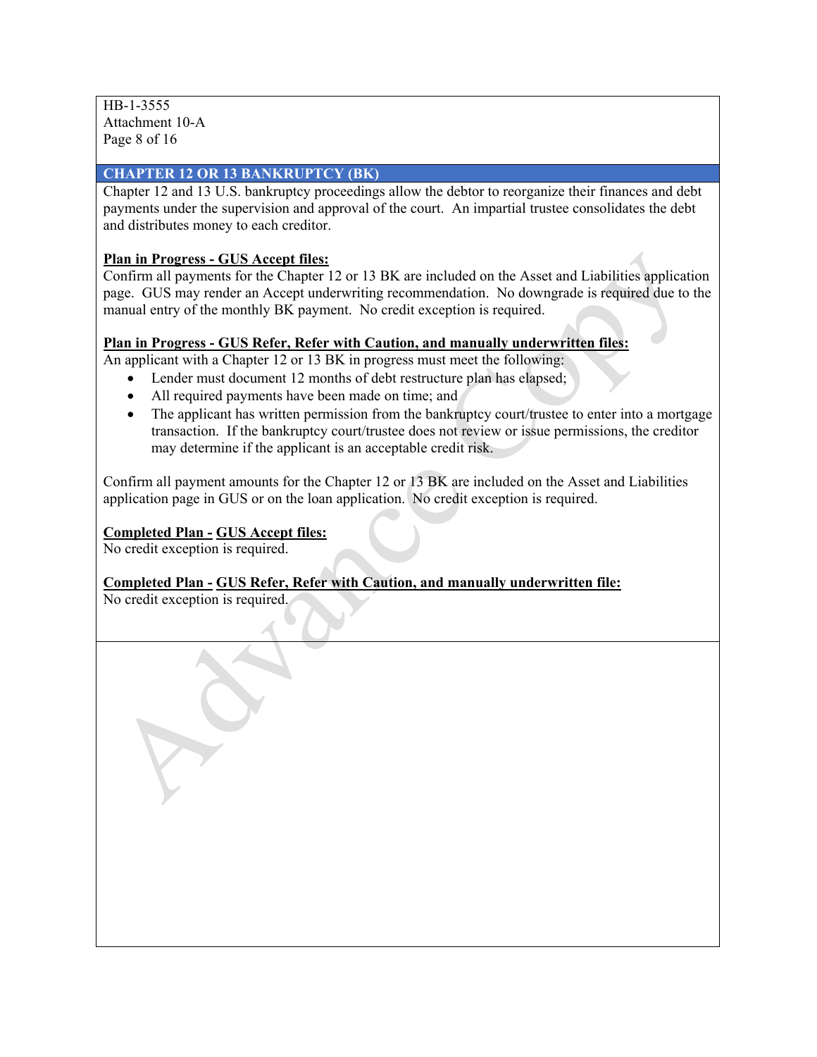## CHAPTER 12 OR 13 BANKRUPTCY (BK)

Chapter 12 and 13 U.S. bankruptcy proceedings allow the debtor to reorganize their finances and debt payments under the supervision and approval of the court. An impartial trustee consolidates the debt and distributes money to each creditor.

**Plan in Progress - GUS Accept files:**

Confirm all payments for the Chapter 12 or 13 BK are included on the Asset and Liabilities application page. GUS may render an Accept underwriting recommendation. No downgrade is required due to the manual entry of the monthly BK payment. No credit exception is required.

**Plan in Progress - GUS Refer, Refer with Caution, and manually underwritten files:**

An applicant with a Chapter 12 or 13 BK in progress must meet the following:

- Lender must document 12 months of debt restructure plan has elapsed;
- All required payments have been made on time; and
- The applicant has written permission from the bankruptcy court/trustee to enter into a mortgage transaction. If the bankruptcy court/trustee does not review or issue permissions, the creditor may determine if the applicant is an acceptable credit risk.

Confirm all payment amounts for the Chapter 12 or 13 BK are included on the Asset and Liabilities application page in GUS or on the loan application. No credit exception is required.

**Completed Plan - GUS Accept files:**

No credit exception is required.

**Completed Plan - GUS Refer, Refer with Caution, and manually underwritten file:**

No credit exception is required.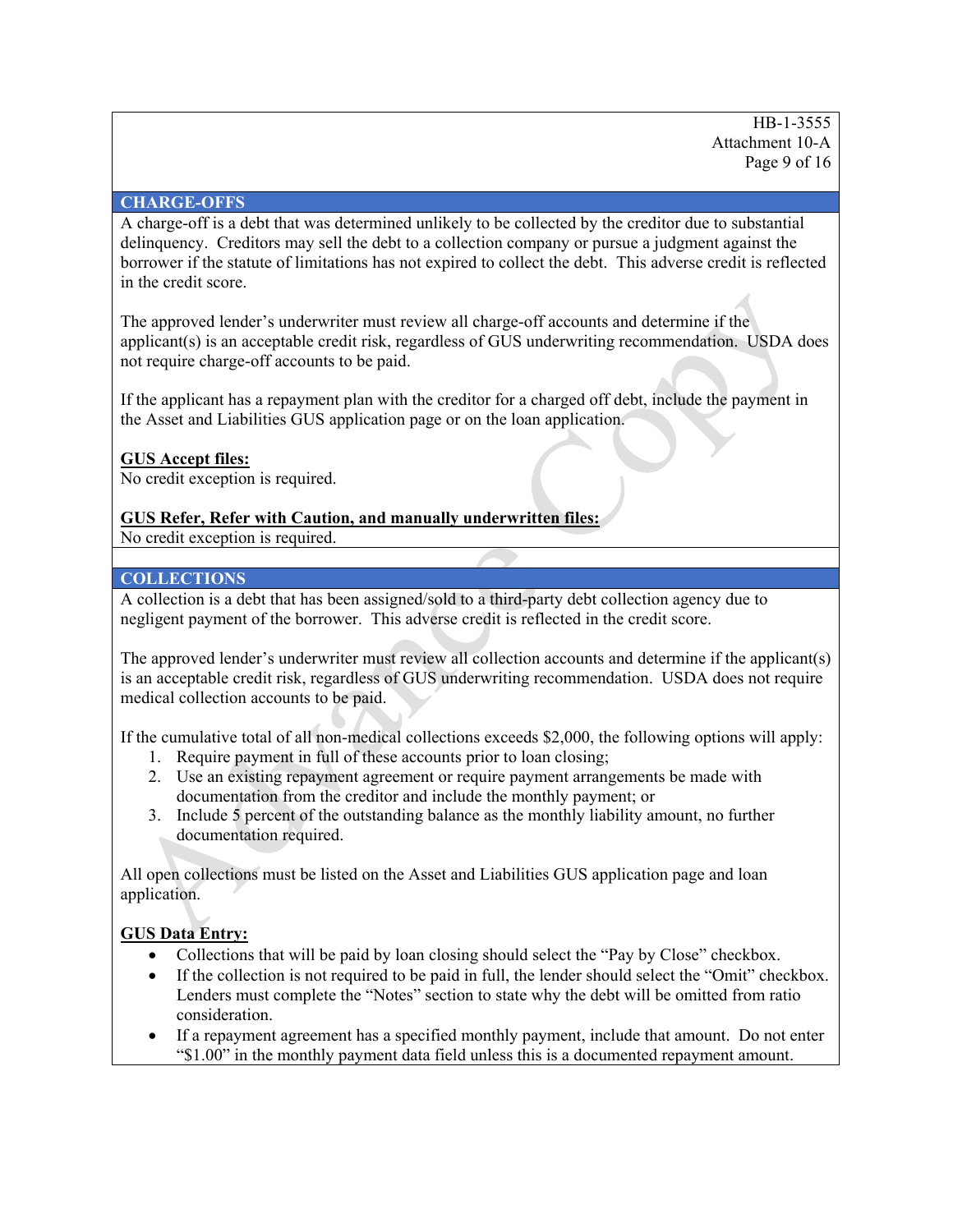## CHARGE-OFFS

A charge-off is a debt that was determined unlikely to be collected by the creditor due to substantial delinquency. Creditors may sell the debt to a collection company or pursue a judgment against the borrower if the statute of limitations has not expired to collect the debt. This adverse credit is reflected in the credit score.

The approved lender's underwriter must review all charge-off accounts and determine if the applicant(s) is an acceptable credit risk, regardless of GUS underwriting recommendation. USDA does not require charge-off accounts to be paid.

If the applicant has a repayment plan with the creditor for a charged off debt, include the payment in the Asset and Liabilities GUS application page or on the loan application.

**GUS Accept files:**
No credit exception is required.

**GUS Refer, Refer with Caution, and manually underwritten files:**
No credit exception is required.

## COLLECTIONS

A collection is a debt that has been assigned/sold to a third-party debt collection agency due to negligent payment of the borrower. This adverse credit is reflected in the credit score.

The approved lender's underwriter must review all collection accounts and determine if the applicant(s) is an acceptable credit risk, regardless of GUS underwriting recommendation. USDA does not require medical collection accounts to be paid.

If the cumulative total of all non-medical collections exceeds $2,000, the following options will apply:

1. Require payment in full of these accounts prior to loan closing;
2. Use an existing repayment agreement or require payment arrangements be made with documentation from the creditor and include the monthly payment; or
3. Include 5 percent of the outstanding balance as the monthly liability amount, no further documentation required.

All open collections must be listed on the Asset and Liabilities GUS application page and loan application.

**GUS Data Entry:**

- Collections that will be paid by loan closing should select the "Pay by Close" checkbox.
- If the collection is not required to be paid in full, the lender should select the "Omit" checkbox. Lenders must complete the "Notes" section to state why the debt will be omitted from ratio consideration.
- If a repayment agreement has a specified monthly payment, include that amount. Do not enter "$1.00" in the monthly payment data field unless this is a documented repayment amount.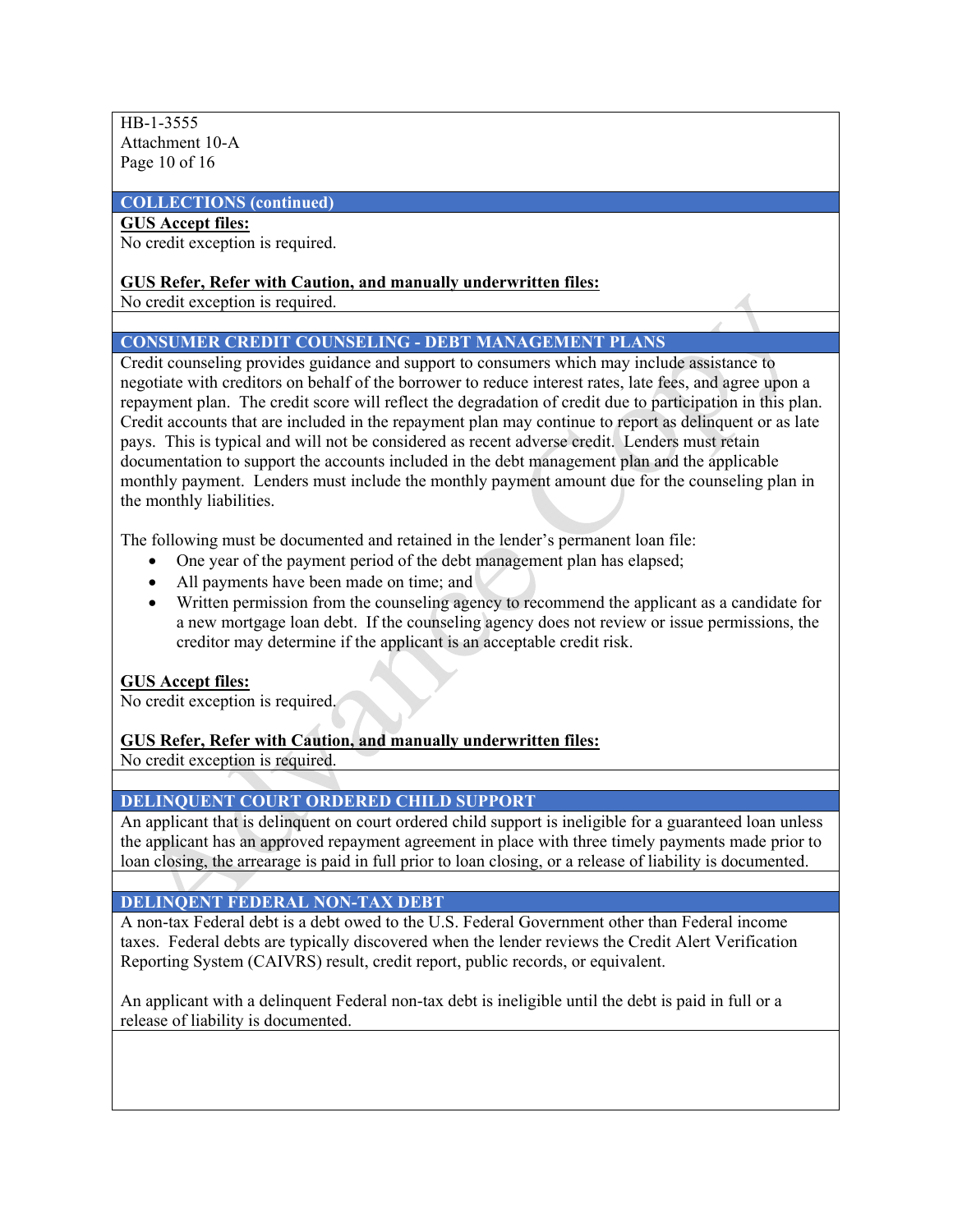## COLLECTIONS (continued)

**GUS Accept files:**
No credit exception is required.

**GUS Refer, Refer with Caution, and manually underwritten files:**
No credit exception is required.

## CONSUMER CREDIT COUNSELING - DEBT MANAGEMENT PLANS

Credit counseling provides guidance and support to consumers which may include assistance to negotiate with creditors on behalf of the borrower to reduce interest rates, late fees, and agree upon a repayment plan. The credit score will reflect the degradation of credit due to participation in this plan. Credit accounts that are included in the repayment plan may continue to report as delinquent or as late pays. This is typical and will not be considered as recent adverse credit. Lenders must retain documentation to support the accounts included in the debt management plan and the applicable monthly payment. Lenders must include the monthly payment amount due for the counseling plan in the monthly liabilities.

The following must be documented and retained in the lender's permanent loan file:

- One year of the payment period of the debt management plan has elapsed;
- All payments have been made on time; and
- Written permission from the counseling agency to recommend the applicant as a candidate for a new mortgage loan debt. If the counseling agency does not review or issue permissions, the creditor may determine if the applicant is an acceptable credit risk.

**GUS Accept files:**
No credit exception is required.

**GUS Refer, Refer with Caution, and manually underwritten files:**
No credit exception is required.

## DELINQUENT COURT ORDERED CHILD SUPPORT

An applicant that is delinquent on court ordered child support is ineligible for a guaranteed loan unless the applicant has an approved repayment agreement in place with three timely payments made prior to loan closing, the arrearage is paid in full prior to loan closing, or a release of liability is documented.

## DELINQENT FEDERAL NON-TAX DEBT

A non-tax Federal debt is a debt owed to the U.S. Federal Government other than Federal income taxes. Federal debts are typically discovered when the lender reviews the Credit Alert Verification Reporting System (CAIVRS) result, credit report, public records, or equivalent.

An applicant with a delinquent Federal non-tax debt is ineligible until the debt is paid in full or a release of liability is documented.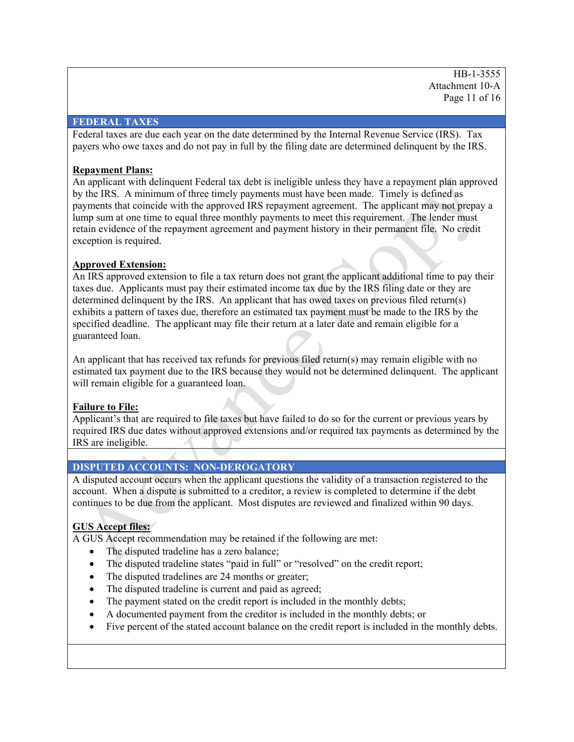## FEDERAL TAXES

Federal taxes are due each year on the date determined by the Internal Revenue Service (IRS). Tax payers who owe taxes and do not pay in full by the filing date are determined delinquent by the IRS.

**Repayment Plans:**

An applicant with delinquent Federal tax debt is ineligible unless they have a repayment plan approved by the IRS. A minimum of three timely payments must have been made. Timely is defined as payments that coincide with the approved IRS repayment agreement. The applicant may not prepay a lump sum at one time to equal three monthly payments to meet this requirement. The lender must retain evidence of the repayment agreement and payment history in their permanent file. No credit exception is required.

**Approved Extension:**

An IRS approved extension to file a tax return does not grant the applicant additional time to pay their taxes due. Applicants must pay their estimated income tax due by the IRS filing date or they are determined delinquent by the IRS. An applicant that has owed taxes on previous filed return(s) exhibits a pattern of taxes due, therefore an estimated tax payment must be made to the IRS by the specified deadline. The applicant may file their return at a later date and remain eligible for a guaranteed loan.

An applicant that has received tax refunds for previous filed return(s) may remain eligible with no estimated tax payment due to the IRS because they would not be determined delinquent. The applicant will remain eligible for a guaranteed loan.

**Failure to File:**

Applicant's that are required to file taxes but have failed to do so for the current or previous years by required IRS due dates without approved extensions and/or required tax payments as determined by the IRS are ineligible.

## DISPUTED ACCOUNTS: NON-DEROGATORY

A disputed account occurs when the applicant questions the validity of a transaction registered to the account. When a dispute is submitted to a creditor, a review is completed to determine if the debt continues to be due from the applicant. Most disputes are reviewed and finalized within 90 days.

**GUS Accept files:**

A GUS Accept recommendation may be retained if the following are met:

- The disputed tradeline has a zero balance;
- The disputed tradeline states "paid in full" or "resolved" on the credit report;
- The disputed tradelines are 24 months or greater;
- The disputed tradeline is current and paid as agreed;
- The payment stated on the credit report is included in the monthly debts;
- A documented payment from the creditor is included in the monthly debts; or
- Five percent of the stated account balance on the credit report is included in the monthly debts.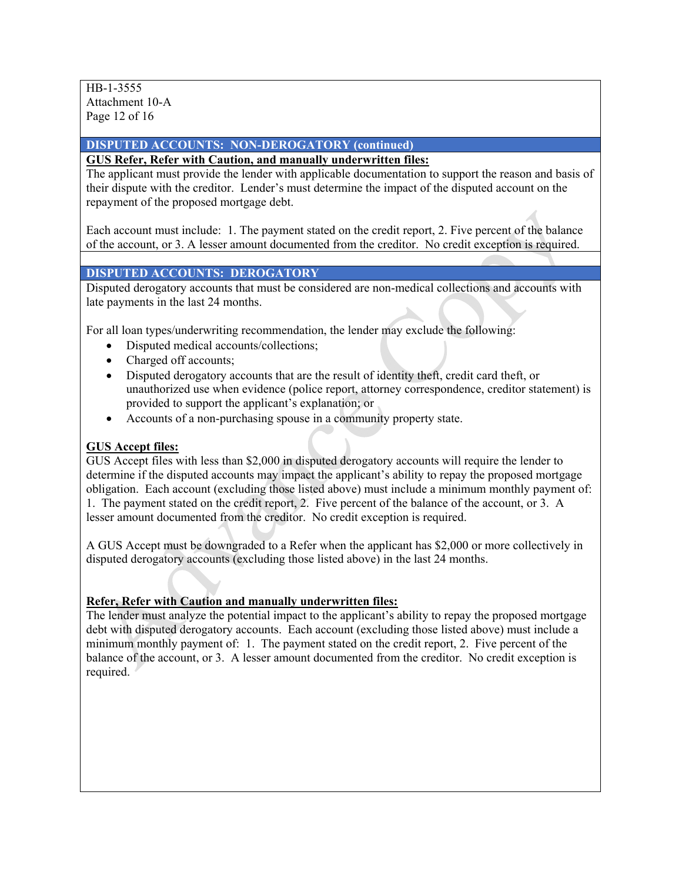## DISPUTED ACCOUNTS: NON-DEROGATORY (continued)

**GUS Refer, Refer with Caution, and manually underwritten files:**

The applicant must provide the lender with applicable documentation to support the reason and basis of their dispute with the creditor. Lender's must determine the impact of the disputed account on the repayment of the proposed mortgage debt.

Each account must include: 1. The payment stated on the credit report, 2. Five percent of the balance of the account, or 3. A lesser amount documented from the creditor. No credit exception is required.

## DISPUTED ACCOUNTS: DEROGATORY

Disputed derogatory accounts that must be considered are non-medical collections and accounts with late payments in the last 24 months.

For all loan types/underwriting recommendation, the lender may exclude the following:

- Disputed medical accounts/collections;
- Charged off accounts;
- Disputed derogatory accounts that are the result of identity theft, credit card theft, or unauthorized use when evidence (police report, attorney correspondence, creditor statement) is provided to support the applicant's explanation; or
- Accounts of a non-purchasing spouse in a community property state.

**GUS Accept files:**

GUS Accept files with less than $2,000 in disputed derogatory accounts will require the lender to determine if the disputed accounts may impact the applicant's ability to repay the proposed mortgage obligation. Each account (excluding those listed above) must include a minimum monthly payment of: 1. The payment stated on the credit report, 2. Five percent of the balance of the account, or 3. A lesser amount documented from the creditor. No credit exception is required.

A GUS Accept must be downgraded to a Refer when the applicant has $2,000 or more collectively in disputed derogatory accounts (excluding those listed above) in the last 24 months.

**Refer, Refer with Caution and manually underwritten files:**

The lender must analyze the potential impact to the applicant's ability to repay the proposed mortgage debt with disputed derogatory accounts. Each account (excluding those listed above) must include a minimum monthly payment of: 1. The payment stated on the credit report, 2. Five percent of the balance of the account, or 3. A lesser amount documented from the creditor. No credit exception is required.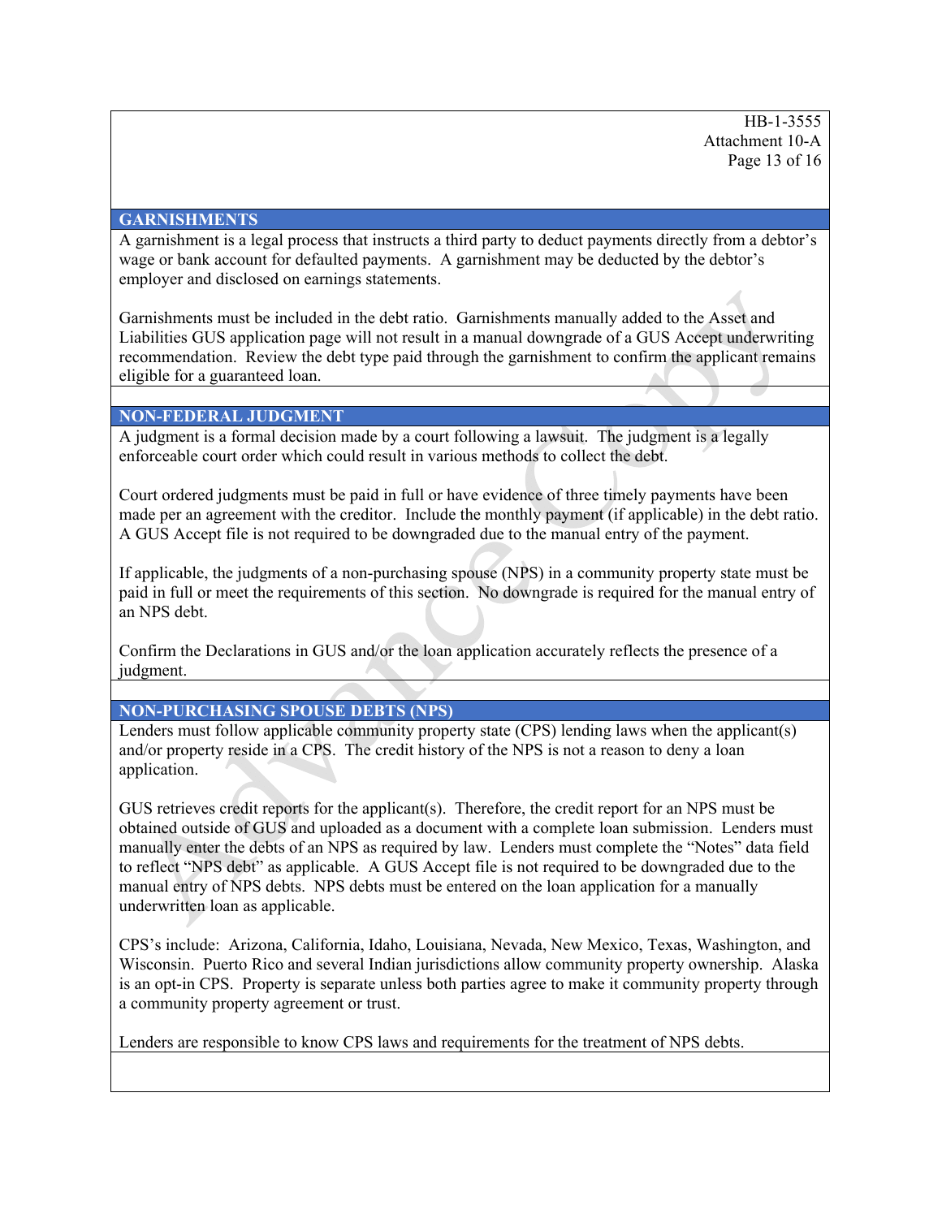## GARNISHMENTS

A garnishment is a legal process that instructs a third party to deduct payments directly from a debtor's wage or bank account for defaulted payments. A garnishment may be deducted by the debtor's employer and disclosed on earnings statements.

Garnishments must be included in the debt ratio. Garnishments manually added to the Asset and Liabilities GUS application page will not result in a manual downgrade of a GUS Accept underwriting recommendation. Review the debt type paid through the garnishment to confirm the applicant remains eligible for a guaranteed loan.

## NON-FEDERAL JUDGMENT

A judgment is a formal decision made by a court following a lawsuit. The judgment is a legally enforceable court order which could result in various methods to collect the debt.

Court ordered judgments must be paid in full or have evidence of three timely payments have been made per an agreement with the creditor. Include the monthly payment (if applicable) in the debt ratio. A GUS Accept file is not required to be downgraded due to the manual entry of the payment.

If applicable, the judgments of a non-purchasing spouse (NPS) in a community property state must be paid in full or meet the requirements of this section. No downgrade is required for the manual entry of an NPS debt.

Confirm the Declarations in GUS and/or the loan application accurately reflects the presence of a judgment.

## NON-PURCHASING SPOUSE DEBTS (NPS)

Lenders must follow applicable community property state (CPS) lending laws when the applicant(s) and/or property reside in a CPS. The credit history of the NPS is not a reason to deny a loan application.

GUS retrieves credit reports for the applicant(s). Therefore, the credit report for an NPS must be obtained outside of GUS and uploaded as a document with a complete loan submission. Lenders must manually enter the debts of an NPS as required by law. Lenders must complete the "Notes" data field to reflect "NPS debt" as applicable. A GUS Accept file is not required to be downgraded due to the manual entry of NPS debts. NPS debts must be entered on the loan application for a manually underwritten loan as applicable.

CPS's include: Arizona, California, Idaho, Louisiana, Nevada, New Mexico, Texas, Washington, and Wisconsin. Puerto Rico and several Indian jurisdictions allow community property ownership. Alaska is an opt-in CPS. Property is separate unless both parties agree to make it community property through a community property agreement or trust.

Lenders are responsible to know CPS laws and requirements for the treatment of NPS debts.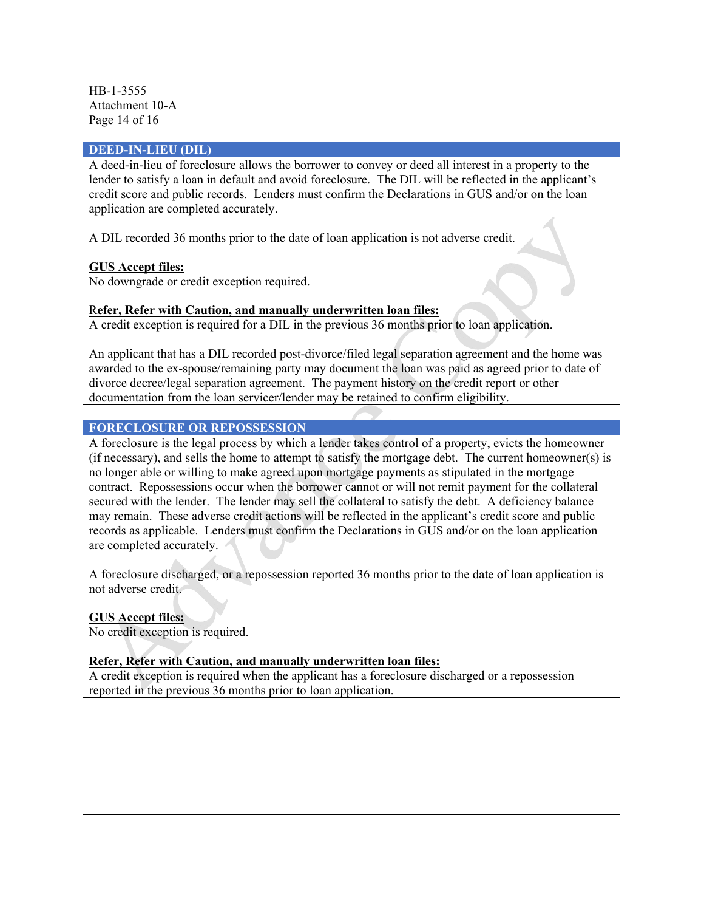## DEED-IN-LIEU (DIL)

A deed-in-lieu of foreclosure allows the borrower to convey or deed all interest in a property to the lender to satisfy a loan in default and avoid foreclosure. The DIL will be reflected in the applicant's credit score and public records. Lenders must confirm the Declarations in GUS and/or on the loan application are completed accurately.

A DIL recorded 36 months prior to the date of loan application is not adverse credit.

**GUS Accept files:**

No downgrade or credit exception required.

**Refer, Refer with Caution, and manually underwritten loan files:**

A credit exception is required for a DIL in the previous 36 months prior to loan application.

An applicant that has a DIL recorded post-divorce/filed legal separation agreement and the home was awarded to the ex-spouse/remaining party may document the loan was paid as agreed prior to date of divorce decree/legal separation agreement. The payment history on the credit report or other documentation from the loan servicer/lender may be retained to confirm eligibility.

## FORECLOSURE OR REPOSSESSION

A foreclosure is the legal process by which a lender takes control of a property, evicts the homeowner (if necessary), and sells the home to attempt to satisfy the mortgage debt. The current homeowner(s) is no longer able or willing to make agreed upon mortgage payments as stipulated in the mortgage contract. Repossessions occur when the borrower cannot or will not remit payment for the collateral secured with the lender. The lender may sell the collateral to satisfy the debt. A deficiency balance may remain. These adverse credit actions will be reflected in the applicant's credit score and public records as applicable. Lenders must confirm the Declarations in GUS and/or on the loan application are completed accurately.

A foreclosure discharged, or a repossession reported 36 months prior to the date of loan application is not adverse credit.

**GUS Accept files:**

No credit exception is required.

**Refer, Refer with Caution, and manually underwritten loan files:**

A credit exception is required when the applicant has a foreclosure discharged or a repossession reported in the previous 36 months prior to loan application.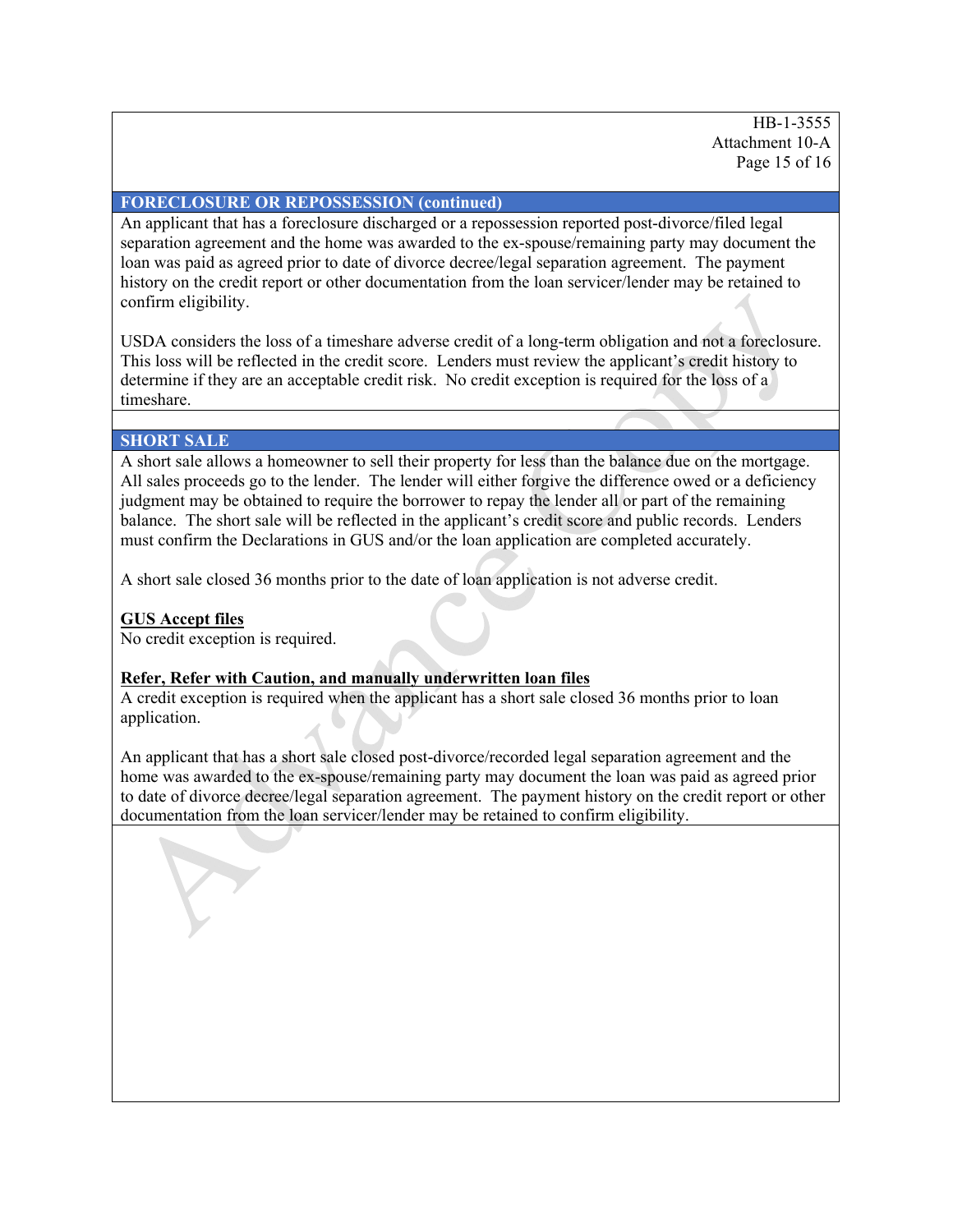## FORECLOSURE OR REPOSSESSION (continued)

An applicant that has a foreclosure discharged or a repossession reported post-divorce/filed legal separation agreement and the home was awarded to the ex-spouse/remaining party may document the loan was paid as agreed prior to date of divorce decree/legal separation agreement. The payment history on the credit report or other documentation from the loan servicer/lender may be retained to confirm eligibility.

USDA considers the loss of a timeshare adverse credit of a long-term obligation and not a foreclosure. This loss will be reflected in the credit score. Lenders must review the applicant's credit history to determine if they are an acceptable credit risk. No credit exception is required for the loss of a timeshare.

## SHORT SALE

A short sale allows a homeowner to sell their property for less than the balance due on the mortgage. All sales proceeds go to the lender. The lender will either forgive the difference owed or a deficiency judgment may be obtained to require the borrower to repay the lender all or part of the remaining balance. The short sale will be reflected in the applicant's credit score and public records. Lenders must confirm the Declarations in GUS and/or the loan application are completed accurately.

A short sale closed 36 months prior to the date of loan application is not adverse credit.

**GUS Accept files**

No credit exception is required.

**Refer, Refer with Caution, and manually underwritten loan files**

A credit exception is required when the applicant has a short sale closed 36 months prior to loan application.

An applicant that has a short sale closed post-divorce/recorded legal separation agreement and the home was awarded to the ex-spouse/remaining party may document the loan was paid as agreed prior to date of divorce decree/legal separation agreement. The payment history on the credit report or other documentation from the loan servicer/lender may be retained to confirm eligibility.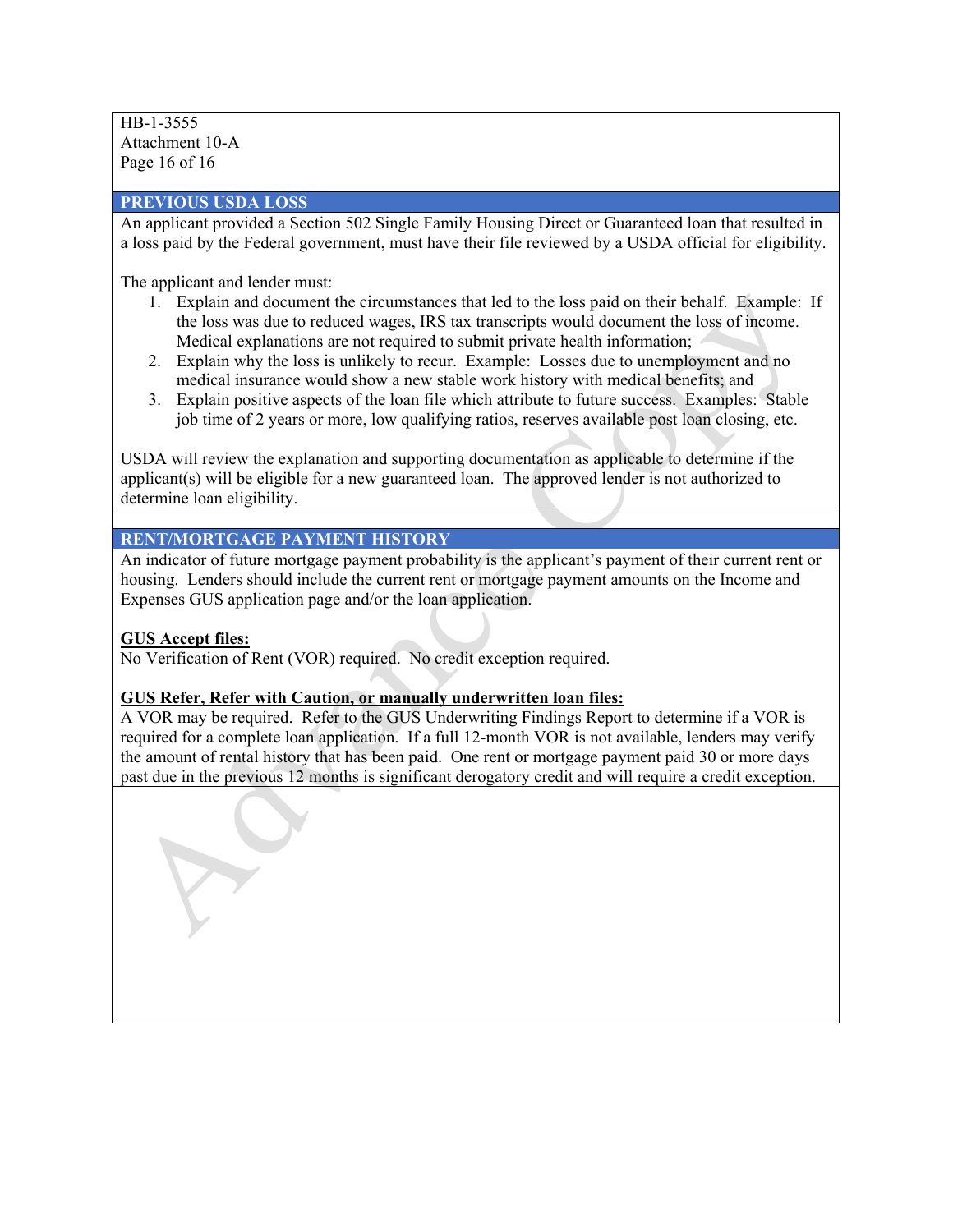## PREVIOUS USDA LOSS

An applicant provided a Section 502 Single Family Housing Direct or Guaranteed loan that resulted in a loss paid by the Federal government, must have their file reviewed by a USDA official for eligibility.

The applicant and lender must:

1. Explain and document the circumstances that led to the loss paid on their behalf. Example: If the loss was due to reduced wages, IRS tax transcripts would document the loss of income. Medical explanations are not required to submit private health information;
2. Explain why the loss is unlikely to recur. Example: Losses due to unemployment and no medical insurance would show a new stable work history with medical benefits; and
3. Explain positive aspects of the loan file which attribute to future success. Examples: Stable job time of 2 years or more, low qualifying ratios, reserves available post loan closing, etc.

USDA will review the explanation and supporting documentation as applicable to determine if the applicant(s) will be eligible for a new guaranteed loan. The approved lender is not authorized to determine loan eligibility.

## RENT/MORTGAGE PAYMENT HISTORY

An indicator of future mortgage payment probability is the applicant's payment of their current rent or housing. Lenders should include the current rent or mortgage payment amounts on the Income and Expenses GUS application page and/or the loan application.

**GUS Accept files:**

No Verification of Rent (VOR) required. No credit exception required.

**GUS Refer, Refer with Caution, or manually underwritten loan files:**

A VOR may be required. Refer to the GUS Underwriting Findings Report to determine if a VOR is required for a complete loan application. If a full 12-month VOR is not available, lenders may verify the amount of rental history that has been paid. One rent or mortgage payment paid 30 or more days past due in the previous 12 months is significant derogatory credit and will require a credit exception.